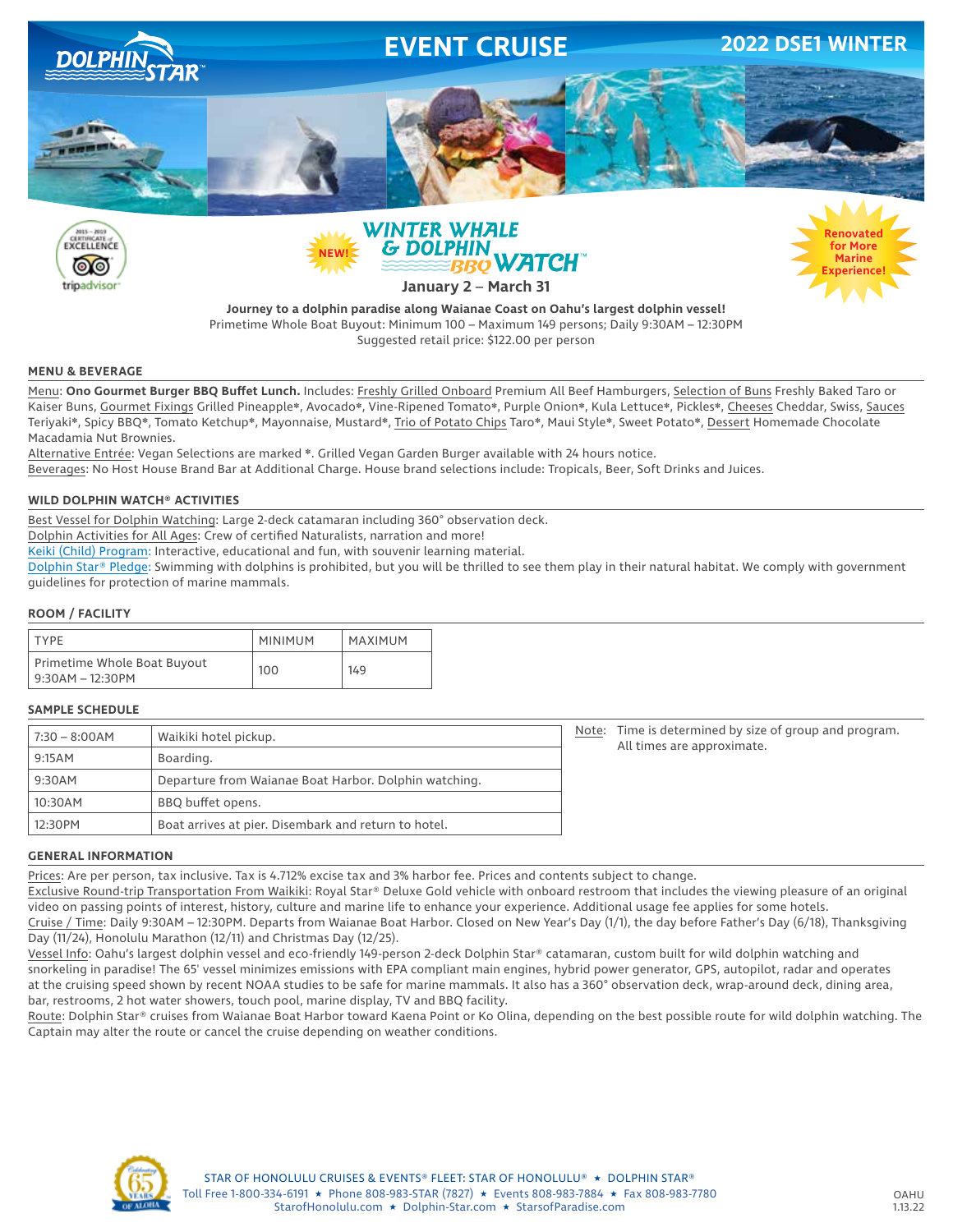DOLPHIN STAR™

# EVENT CRUISE

## 2022 DSE1 WINTER

2015 – 2019 CERTIFICATE of EXCELLENCE tripadvisor

NEW!

## WINTER WHALE & DOLPHIN BBQ WATCH™

**January 2 – March 31**

Renovated for More Marine Experience!

**Journey to a dolphin paradise along Waianae Coast on Oahu's largest dolphin vessel!**
Primetime Whole Boat Buyout: Minimum 100 – Maximum 149 persons; Daily 9:30AM – 12:30PM
Suggested retail price: $122.00 per person

### MENU & BEVERAGE

Menu: **Ono Gourmet Burger BBQ Buffet Lunch.** Includes: Freshly Grilled Onboard Premium All Beef Hamburgers, Selection of Buns Freshly Baked Taro or Kaiser Buns, Gourmet Fixings Grilled Pineapple*, Avocado*, Vine-Ripened Tomato*, Purple Onion*, Kula Lettuce*, Pickles*, Cheeses Cheddar, Swiss, Sauces Teriyaki*, Spicy BBQ*, Tomato Ketchup*, Mayonnaise, Mustard*, Trio of Potato Chips Taro*, Maui Style*, Sweet Potato*, Dessert Homemade Chocolate Macadamia Nut Brownies.

Alternative Entrée: Vegan Selections are marked *. Grilled Vegan Garden Burger available with 24 hours notice.

Beverages: No Host House Brand Bar at Additional Charge. House brand selections include: Tropicals, Beer, Soft Drinks and Juices.

### WILD DOLPHIN WATCH® ACTIVITIES

Best Vessel for Dolphin Watching: Large 2-deck catamaran including 360° observation deck.

Dolphin Activities for All Ages: Crew of certified Naturalists, narration and more!

Keiki (Child) Program: Interactive, educational and fun, with souvenir learning material.

Dolphin Star® Pledge: Swimming with dolphins is prohibited, but you will be thrilled to see them play in their natural habitat. We comply with government guidelines for protection of marine mammals.

### ROOM / FACILITY

| TYPE | MINIMUM | MAXIMUM |
|---|---|---|
| Primetime Whole Boat Buyout 9:30AM – 12:30PM | 100 | 149 |

### SAMPLE SCHEDULE

| | |
|---|---|
| 7:30 – 8:00AM | Waikiki hotel pickup. |
| 9:15AM | Boarding. |
| 9:30AM | Departure from Waianae Boat Harbor. Dolphin watching. |
| 10:30AM | BBQ buffet opens. |
| 12:30PM | Boat arrives at pier. Disembark and return to hotel. |

Note: Time is determined by size of group and program. All times are approximate.

### GENERAL INFORMATION

Prices: Are per person, tax inclusive. Tax is 4.712% excise tax and 3% harbor fee. Prices and contents subject to change.

Exclusive Round-trip Transportation From Waikiki: Royal Star® Deluxe Gold vehicle with onboard restroom that includes the viewing pleasure of an original video on passing points of interest, history, culture and marine life to enhance your experience. Additional usage fee applies for some hotels.

Cruise / Time: Daily 9:30AM – 12:30PM. Departs from Waianae Boat Harbor. Closed on New Year's Day (1/1), the day before Father's Day (6/18), Thanksgiving Day (11/24), Honolulu Marathon (12/11) and Christmas Day (12/25).

Vessel Info: Oahu's largest dolphin vessel and eco-friendly 149-person 2-deck Dolphin Star® catamaran, custom built for wild dolphin watching and snorkeling in paradise! The 65' vessel minimizes emissions with EPA compliant main engines, hybrid power generator, GPS, autopilot, radar and operates at the cruising speed shown by recent NOAA studies to be safe for marine mammals. It also has a 360° observation deck, wrap-around deck, dining area, bar, restrooms, 2 hot water showers, touch pool, marine display, TV and BBQ facility.

Route: Dolphin Star® cruises from Waianae Boat Harbor toward Kaena Point or Ko Olina, depending on the best possible route for wild dolphin watching. The Captain may alter the route or cancel the cruise depending on weather conditions.

Celebrating 65 YEARS OF ALOHA

STAR OF HONOLULU CRUISES & EVENTS® FLEET: STAR OF HONOLULU® ★ DOLPHIN STAR®
Toll Free 1-800-334-6191 ★ Phone 808-983-STAR (7827) ★ Events 808-983-7884 ★ Fax 808-983-7780
StarofHonolulu.com ★ Dolphin-Star.com ★ StarsofParadise.com

OAHU
1.13.22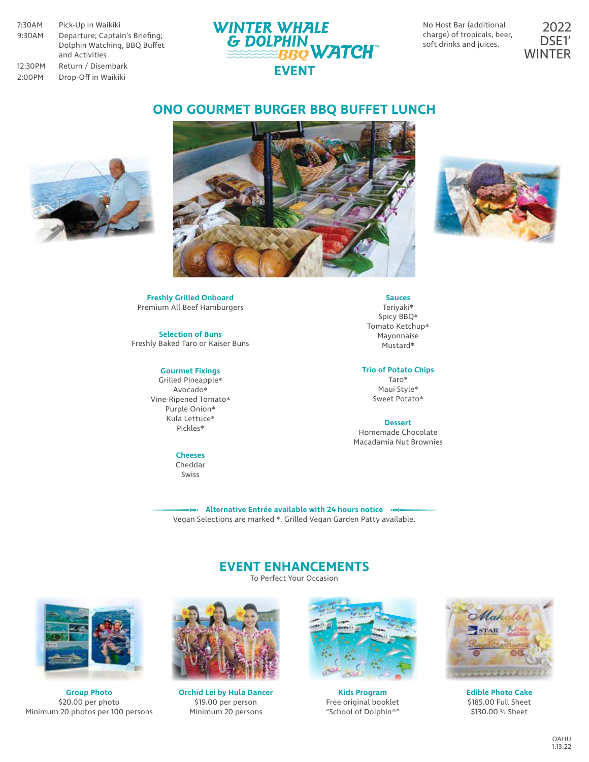| | |
|---|---|
| 7:30AM | Pick-Up in Waikiki |
| 9:30AM | Departure; Captain's Briefing; Dolphin Watching, BBQ Buffet and Activities |
| 12:30PM | Return / Disembark |
| 2:00PM | Drop-Off in Waikiki |

# WINTER WHALE & DOLPHIN BBQ WATCH™ EVENT

No Host Bar (additional charge) of tropicals, beer, soft drinks and juices.

2022 DSE1' WINTER

## ONO GOURMET BURGER BBQ BUFFET LUNCH

**Freshly Grilled Onboard**
Premium All Beef Hamburgers

**Selection of Buns**
Freshly Baked Taro or Kaiser Buns

**Gourmet Fixings**
Grilled Pineapple*
Avocado*
Vine-Ripened Tomato*
Purple Onion*
Kula Lettuce*
Pickles*

**Cheeses**
Cheddar
Swiss

**Sauces**
Teriyaki*
Spicy BBQ*
Tomato Ketchup*
Mayonnaise
Mustard*

**Trio of Potato Chips**
Taro*
Maui Style*
Sweet Potato*

**Dessert**
Homemade Chocolate Macadamia Nut Brownies

**Alternative Entrée available with 24 hours notice**
Vegan Selections are marked *. Grilled Vegan Garden Patty available.

## EVENT ENHANCEMENTS

To Perfect Your Occasion

**Group Photo**
$20.00 per photo
Minimum 20 photos per 100 persons

**Orchid Lei by Hula Dancer**
$19.00 per person
Minimum 20 persons

**Kids Program**
Free original booklet
"School of Dolphin®"

**Edible Photo Cake**
$185.00 Full Sheet
$130.00 ½ Sheet

OAHU
1.13.22